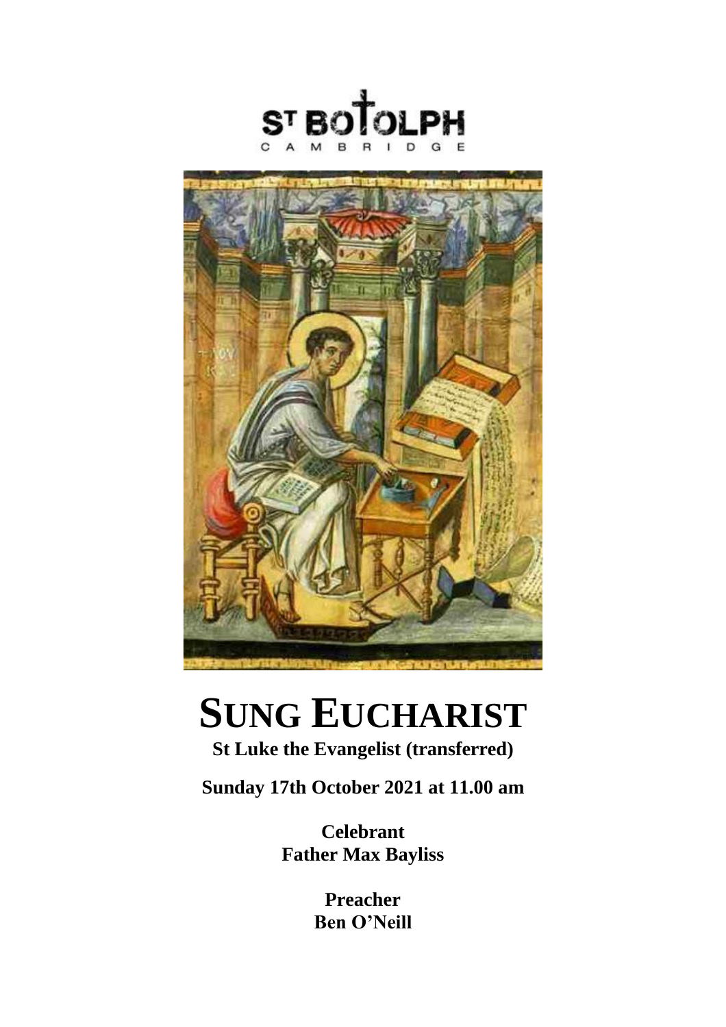ST BOTOLPH
CAMBRIDGE

# SUNG EUCHARIST

**St Luke the Evangelist (transferred)**

**Sunday 17th October 2021 at 11.00 am**

**Celebrant**
**Father Max Bayliss**

**Preacher**
**Ben O'Neill**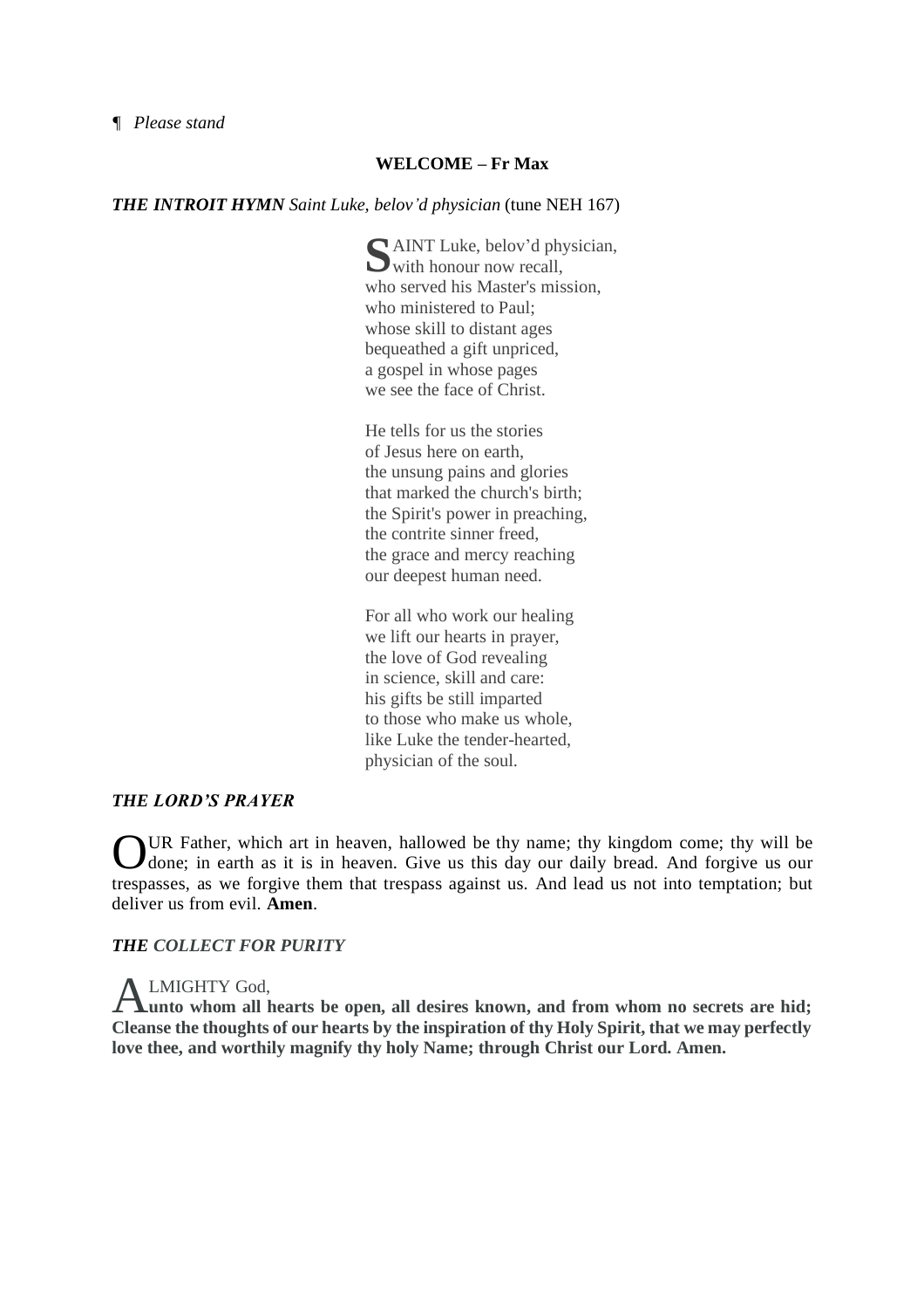¶ *Please stand*

**WELCOME – Fr Max**

***THE INTROIT HYMN*** *Saint Luke, belov'd physician* (tune NEH 167)

SAINT Luke, belov'd physician,
with honour now recall,
who served his Master's mission,
who ministered to Paul;
whose skill to distant ages
bequeathed a gift unpriced,
a gospel in whose pages
we see the face of Christ.

He tells for us the stories
of Jesus here on earth,
the unsung pains and glories
that marked the church's birth;
the Spirit's power in preaching,
the contrite sinner freed,
the grace and mercy reaching
our deepest human need.

For all who work our healing
we lift our hearts in prayer,
the love of God revealing
in science, skill and care:
his gifts be still imparted
to those who make us whole,
like Luke the tender-hearted,
physician of the soul.

***THE LORD'S PRAYER***

OUR Father, which art in heaven, hallowed be thy name; thy kingdom come; thy will be done; in earth as it is in heaven. Give us this day our daily bread. And forgive us our trespasses, as we forgive them that trespass against us. And lead us not into temptation; but deliver us from evil. **Amen**.

***THE COLLECT FOR PURITY***

ALMIGHTY God,
**unto whom all hearts be open, all desires known, and from whom no secrets are hid; Cleanse the thoughts of our hearts by the inspiration of thy Holy Spirit, that we may perfectly love thee, and worthily magnify thy holy Name; through Christ our Lord. Amen.**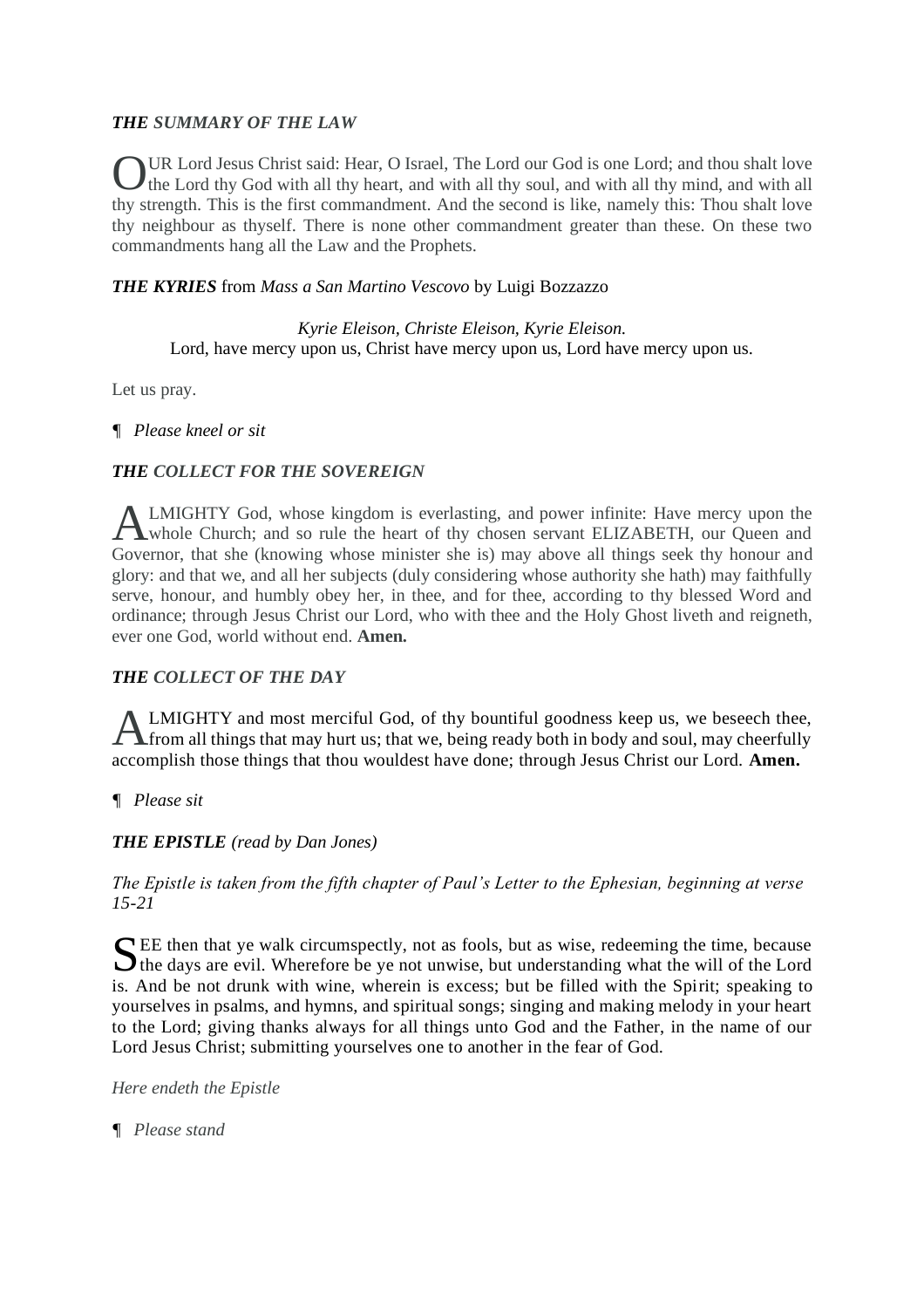***THE** SUMMARY OF THE LAW*

OUR Lord Jesus Christ said: Hear, O Israel, The Lord our God is one Lord; and thou shalt love the Lord thy God with all thy heart, and with all thy soul, and with all thy mind, and with all thy strength. This is the first commandment. And the second is like, namely this: Thou shalt love thy neighbour as thyself. There is none other commandment greater than these. On these two commandments hang all the Law and the Prophets.

***THE KYRIES*** from *Mass a San Martino Vescovo* by Luigi Bozzazzo

*Kyrie Eleison, Christe Eleison, Kyrie Eleison.*
Lord, have mercy upon us, Christ have mercy upon us, Lord have mercy upon us.

Let us pray.

¶ *Please kneel or sit*

***THE** COLLECT FOR THE SOVEREIGN*

ALMIGHTY God, whose kingdom is everlasting, and power infinite: Have mercy upon the whole Church; and so rule the heart of thy chosen servant ELIZABETH, our Queen and Governor, that she (knowing whose minister she is) may above all things seek thy honour and glory: and that we, and all her subjects (duly considering whose authority she hath) may faithfully serve, honour, and humbly obey her, in thee, and for thee, according to thy blessed Word and ordinance; through Jesus Christ our Lord, who with thee and the Holy Ghost liveth and reigneth, ever one God, world without end. **Amen.**

***THE** COLLECT OF THE DAY*

ALMIGHTY and most merciful God, of thy bountiful goodness keep us, we beseech thee, from all things that may hurt us; that we, being ready both in body and soul, may cheerfully accomplish those things that thou wouldest have done; through Jesus Christ our Lord. **Amen.**

¶ *Please sit*

***THE EPISTLE*** *(read by Dan Jones)*

*The Epistle is taken from the fifth chapter of Paul's Letter to the Ephesian, beginning at verse 15-21*

SEE then that ye walk circumspectly, not as fools, but as wise, redeeming the time, because the days are evil. Wherefore be ye not unwise, but understanding what the will of the Lord is. And be not drunk with wine, wherein is excess; but be filled with the Spirit; speaking to yourselves in psalms, and hymns, and spiritual songs; singing and making melody in your heart to the Lord; giving thanks always for all things unto God and the Father, in the name of our Lord Jesus Christ; submitting yourselves one to another in the fear of God.

*Here endeth the Epistle*

¶ *Please stand*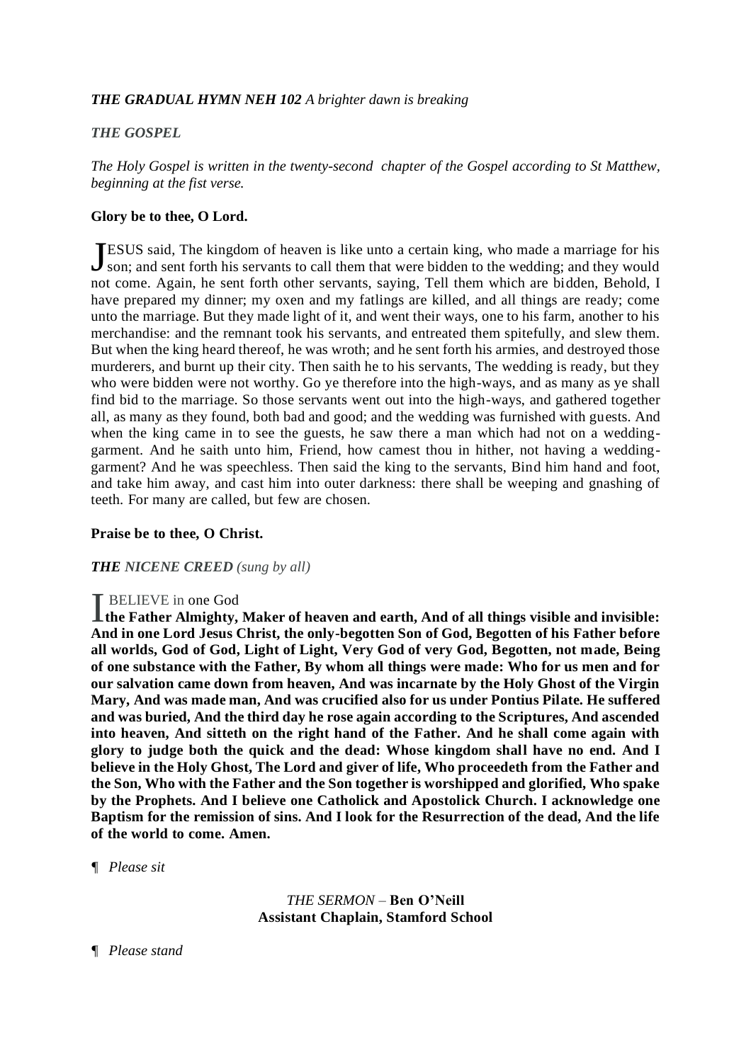***THE GRADUAL HYMN NEH 102*** *A brighter dawn is breaking*

***THE GOSPEL***

*The Holy Gospel is written in the twenty-second chapter of the Gospel according to St Matthew, beginning at the fist verse.*

**Glory be to thee, O Lord.**

JESUS said, The kingdom of heaven is like unto a certain king, who made a marriage for his son; and sent forth his servants to call them that were bidden to the wedding; and they would not come. Again, he sent forth other servants, saying, Tell them which are bidden, Behold, I have prepared my dinner; my oxen and my fatlings are killed, and all things are ready; come unto the marriage. But they made light of it, and went their ways, one to his farm, another to his merchandise: and the remnant took his servants, and entreated them spitefully, and slew them. But when the king heard thereof, he was wroth; and he sent forth his armies, and destroyed those murderers, and burnt up their city. Then saith he to his servants, The wedding is ready, but they who were bidden were not worthy. Go ye therefore into the high-ways, and as many as ye shall find bid to the marriage. So those servants went out into the high-ways, and gathered together all, as many as they found, both bad and good; and the wedding was furnished with guests. And when the king came in to see the guests, he saw there a man which had not on a wedding-garment. And he saith unto him, Friend, how camest thou in hither, not having a wedding-garment? And he was speechless. Then said the king to the servants, Bind him hand and foot, and take him away, and cast him into outer darkness: there shall be weeping and gnashing of teeth. For many are called, but few are chosen.

**Praise be to thee, O Christ.**

***THE NICENE CREED*** *(sung by all)*

I BELIEVE in one God
**the Father Almighty, Maker of heaven and earth, And of all things visible and invisible: And in one Lord Jesus Christ, the only-begotten Son of God, Begotten of his Father before all worlds, God of God, Light of Light, Very God of very God, Begotten, not made, Being of one substance with the Father, By whom all things were made: Who for us men and for our salvation came down from heaven, And was incarnate by the Holy Ghost of the Virgin Mary, And was made man, And was crucified also for us under Pontius Pilate. He suffered and was buried, And the third day he rose again according to the Scriptures, And ascended into heaven, And sitteth on the right hand of the Father. And he shall come again with glory to judge both the quick and the dead: Whose kingdom shall have no end. And I believe in the Holy Ghost, The Lord and giver of life, Who proceedeth from the Father and the Son, Who with the Father and the Son together is worshipped and glorified, Who spake by the Prophets. And I believe one Catholick and Apostolick Church. I acknowledge one Baptism for the remission of sins. And I look for the Resurrection of the dead, And the life of the world to come. Amen.**

¶ *Please sit*

*THE SERMON* – **Ben O'Neill**
**Assistant Chaplain, Stamford School**

¶ *Please stand*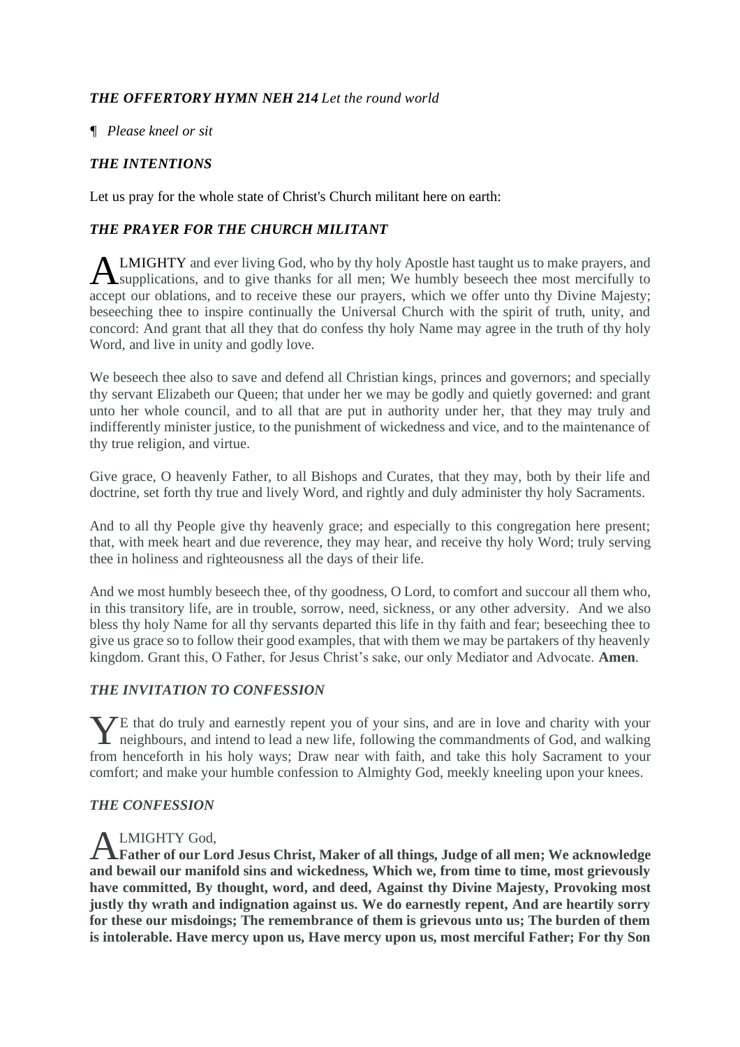***THE OFFERTORY HYMN NEH 214*** *Let the round world*

¶ *Please kneel or sit*

***THE INTENTIONS***

Let us pray for the whole state of Christ's Church militant here on earth:

***THE PRAYER FOR THE CHURCH MILITANT***

ALMIGHTY and ever living God, who by thy holy Apostle hast taught us to make prayers, and supplications, and to give thanks for all men; We humbly beseech thee most mercifully to accept our oblations, and to receive these our prayers, which we offer unto thy Divine Majesty; beseeching thee to inspire continually the Universal Church with the spirit of truth, unity, and concord: And grant that all they that do confess thy holy Name may agree in the truth of thy holy Word, and live in unity and godly love.

We beseech thee also to save and defend all Christian kings, princes and governors; and specially thy servant Elizabeth our Queen; that under her we may be godly and quietly governed: and grant unto her whole council, and to all that are put in authority under her, that they may truly and indifferently minister justice, to the punishment of wickedness and vice, and to the maintenance of thy true religion, and virtue.

Give grace, O heavenly Father, to all Bishops and Curates, that they may, both by their life and doctrine, set forth thy true and lively Word, and rightly and duly administer thy holy Sacraments.

And to all thy People give thy heavenly grace; and especially to this congregation here present; that, with meek heart and due reverence, they may hear, and receive thy holy Word; truly serving thee in holiness and righteousness all the days of their life.

And we most humbly beseech thee, of thy goodness, O Lord, to comfort and succour all them who, in this transitory life, are in trouble, sorrow, need, sickness, or any other adversity. And we also bless thy holy Name for all thy servants departed this life in thy faith and fear; beseeching thee to give us grace so to follow their good examples, that with them we may be partakers of thy heavenly kingdom. Grant this, O Father, for Jesus Christ's sake, our only Mediator and Advocate. **Amen**.

***THE INVITATION TO CONFESSION***

YE that do truly and earnestly repent you of your sins, and are in love and charity with your neighbours, and intend to lead a new life, following the commandments of God, and walking from henceforth in his holy ways; Draw near with faith, and take this holy Sacrament to your comfort; and make your humble confession to Almighty God, meekly kneeling upon your knees.

***THE CONFESSION***

ALMIGHTY God,
**Father of our Lord Jesus Christ, Maker of all things, Judge of all men; We acknowledge and bewail our manifold sins and wickedness, Which we, from time to time, most grievously have committed, By thought, word, and deed, Against thy Divine Majesty, Provoking most justly thy wrath and indignation against us. We do earnestly repent, And are heartily sorry for these our misdoings; The remembrance of them is grievous unto us; The burden of them is intolerable. Have mercy upon us, Have mercy upon us, most merciful Father; For thy Son**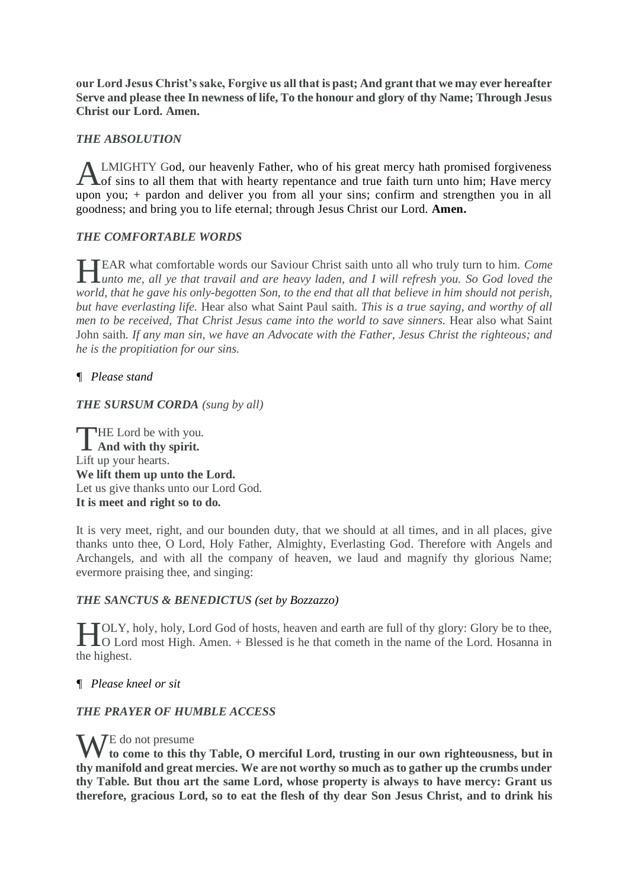**our Lord Jesus Christ's sake, Forgive us all that is past; And grant that we may ever hereafter Serve and please thee In newness of life, To the honour and glory of thy Name; Through Jesus Christ our Lord. Amen.**

***THE ABSOLUTION***

ALMIGHTY God, our heavenly Father, who of his great mercy hath promised forgiveness of sins to all them that with hearty repentance and true faith turn unto him; Have mercy upon you; + pardon and deliver you from all your sins; confirm and strengthen you in all goodness; and bring you to life eternal; through Jesus Christ our Lord. **Amen.**

***THE COMFORTABLE WORDS***

HEAR what comfortable words our Saviour Christ saith unto all who truly turn to him. *Come unto me, all ye that travail and are heavy laden, and I will refresh you. So God loved the world, that he gave his only-begotten Son, to the end that all that believe in him should not perish, but have everlasting life.* Hear also what Saint Paul saith. *This is a true saying, and worthy of all men to be received, That Christ Jesus came into the world to save sinners.* Hear also what Saint John saith. *If any man sin, we have an Advocate with the Father, Jesus Christ the righteous; and he is the propitiation for our sins.*

¶ *Please stand*

***THE SURSUM CORDA*** *(sung by all)*

THE Lord be with you.
**And with thy spirit.**
Lift up your hearts.
**We lift them up unto the Lord.**
Let us give thanks unto our Lord God.
**It is meet and right so to do.**

It is very meet, right, and our bounden duty, that we should at all times, and in all places, give thanks unto thee, O Lord, Holy Father, Almighty, Everlasting God. Therefore with Angels and Archangels, and with all the company of heaven, we laud and magnify thy glorious Name; evermore praising thee, and singing:

***THE SANCTUS & BENEDICTUS (set by Bozzazzo)***

HOLY, holy, holy, Lord God of hosts, heaven and earth are full of thy glory: Glory be to thee, O Lord most High. Amen. + Blessed is he that cometh in the name of the Lord. Hosanna in the highest.

¶ *Please kneel or sit*

***THE PRAYER OF HUMBLE ACCESS***

WE do not presume
**to come to this thy Table, O merciful Lord, trusting in our own righteousness, but in thy manifold and great mercies. We are not worthy so much as to gather up the crumbs under thy Table. But thou art the same Lord, whose property is always to have mercy: Grant us therefore, gracious Lord, so to eat the flesh of thy dear Son Jesus Christ, and to drink his**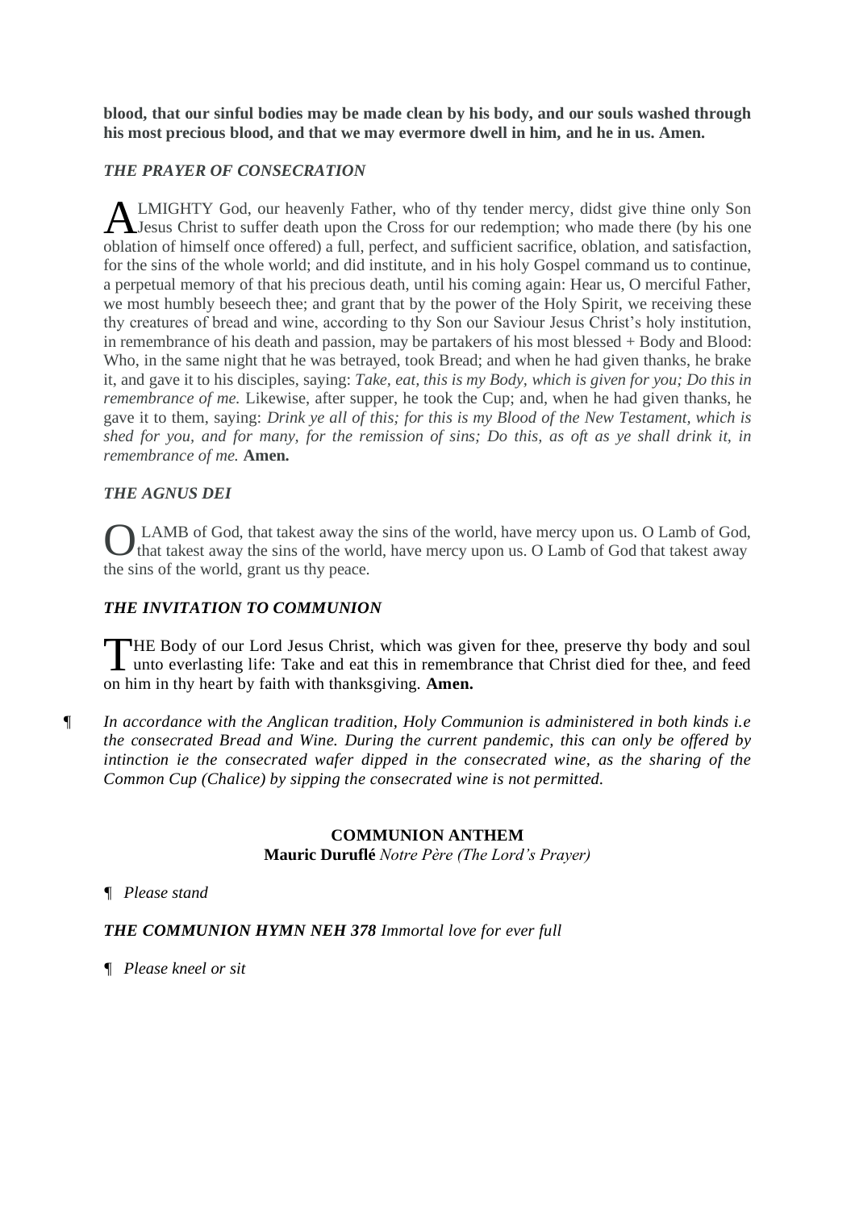**blood, that our sinful bodies may be made clean by his body, and our souls washed through his most precious blood, and that we may evermore dwell in him, and he in us. Amen.**

***THE PRAYER OF CONSECRATION***

ALMIGHTY God, our heavenly Father, who of thy tender mercy, didst give thine only Son Jesus Christ to suffer death upon the Cross for our redemption; who made there (by his one oblation of himself once offered) a full, perfect, and sufficient sacrifice, oblation, and satisfaction, for the sins of the whole world; and did institute, and in his holy Gospel command us to continue, a perpetual memory of that his precious death, until his coming again: Hear us, O merciful Father, we most humbly beseech thee; and grant that by the power of the Holy Spirit, we receiving these thy creatures of bread and wine, according to thy Son our Saviour Jesus Christ's holy institution, in remembrance of his death and passion, may be partakers of his most blessed + Body and Blood: Who, in the same night that he was betrayed, took Bread; and when he had given thanks, he brake it, and gave it to his disciples, saying: *Take, eat, this is my Body, which is given for you; Do this in remembrance of me.* Likewise, after supper, he took the Cup; and, when he had given thanks, he gave it to them, saying: *Drink ye all of this; for this is my Blood of the New Testament, which is shed for you, and for many, for the remission of sins; Do this, as oft as ye shall drink it, in remembrance of me.* **Amen.**

***THE AGNUS DEI***

O LAMB of God, that takest away the sins of the world, have mercy upon us. O Lamb of God, that takest away the sins of the world, have mercy upon us. O Lamb of God that takest away the sins of the world, grant us thy peace.

***THE INVITATION TO COMMUNION***

THE Body of our Lord Jesus Christ, which was given for thee, preserve thy body and soul unto everlasting life: Take and eat this in remembrance that Christ died for thee, and feed on him in thy heart by faith with thanksgiving. **Amen.**

¶ *In accordance with the Anglican tradition, Holy Communion is administered in both kinds i.e the consecrated Bread and Wine. During the current pandemic, this can only be offered by intinction ie the consecrated wafer dipped in the consecrated wine, as the sharing of the Common Cup (Chalice) by sipping the consecrated wine is not permitted.*

**COMMUNION ANTHEM**
**Mauric Duruflé** *Notre Père (The Lord's Prayer)*

¶ *Please stand*

***THE COMMUNION HYMN NEH 378*** *Immortal love for ever full*

¶ *Please kneel or sit*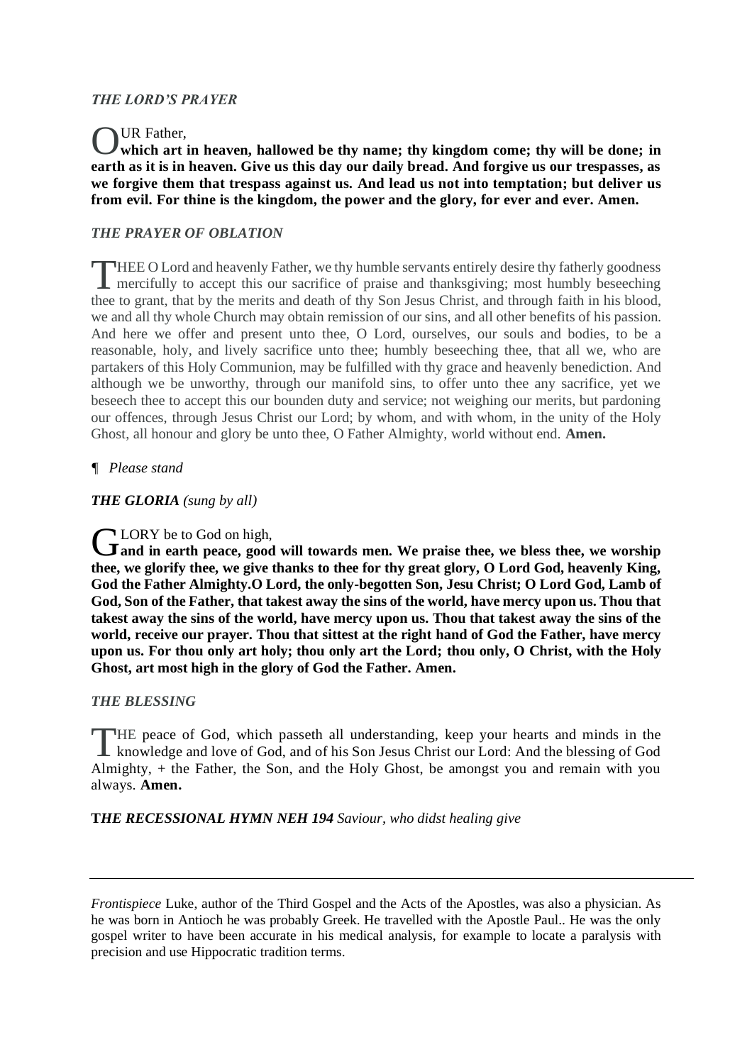### *THE LORD'S PRAYER*

OUR Father,
**which art in heaven, hallowed be thy name; thy kingdom come; thy will be done; in earth as it is in heaven. Give us this day our daily bread. And forgive us our trespasses, as we forgive them that trespass against us. And lead us not into temptation; but deliver us from evil. For thine is the kingdom, the power and the glory, for ever and ever. Amen.**

### *THE PRAYER OF OBLATION*

THEE O Lord and heavenly Father, we thy humble servants entirely desire thy fatherly goodness mercifully to accept this our sacrifice of praise and thanksgiving; most humbly beseeching thee to grant, that by the merits and death of thy Son Jesus Christ, and through faith in his blood, we and all thy whole Church may obtain remission of our sins, and all other benefits of his passion. And here we offer and present unto thee, O Lord, ourselves, our souls and bodies, to be a reasonable, holy, and lively sacrifice unto thee; humbly beseeching thee, that all we, who are partakers of this Holy Communion, may be fulfilled with thy grace and heavenly benediction. And although we be unworthy, through our manifold sins, to offer unto thee any sacrifice, yet we beseech thee to accept this our bounden duty and service; not weighing our merits, but pardoning our offences, through Jesus Christ our Lord; by whom, and with whom, in the unity of the Holy Ghost, all honour and glory be unto thee, O Father Almighty, world without end. **Amen.**

¶ *Please stand*

### ***THE GLORIA*** *(sung by all)*

GLORY be to God on high,
**and in earth peace, good will towards men. We praise thee, we bless thee, we worship thee, we glorify thee, we give thanks to thee for thy great glory, O Lord God, heavenly King, God the Father Almighty.O Lord, the only-begotten Son, Jesu Christ; O Lord God, Lamb of God, Son of the Father, that takest away the sins of the world, have mercy upon us. Thou that takest away the sins of the world, have mercy upon us. Thou that takest away the sins of the world, receive our prayer. Thou that sittest at the right hand of God the Father, have mercy upon us. For thou only art holy; thou only art the Lord; thou only, O Christ, with the Holy Ghost, art most high in the glory of God the Father. Amen.**

### *THE BLESSING*

THE peace of God, which passeth all understanding, keep your hearts and minds in the knowledge and love of God, and of his Son Jesus Christ our Lord: And the blessing of God Almighty, + the Father, the Son, and the Holy Ghost, be amongst you and remain with you always. **Amen.**

### ***THE RECESSIONAL HYMN NEH 194*** *Saviour, who didst healing give*

---

*Frontispiece* Luke, author of the Third Gospel and the Acts of the Apostles, was also a physician. As he was born in Antioch he was probably Greek. He travelled with the Apostle Paul.. He was the only gospel writer to have been accurate in his medical analysis, for example to locate a paralysis with precision and use Hippocratic tradition terms.